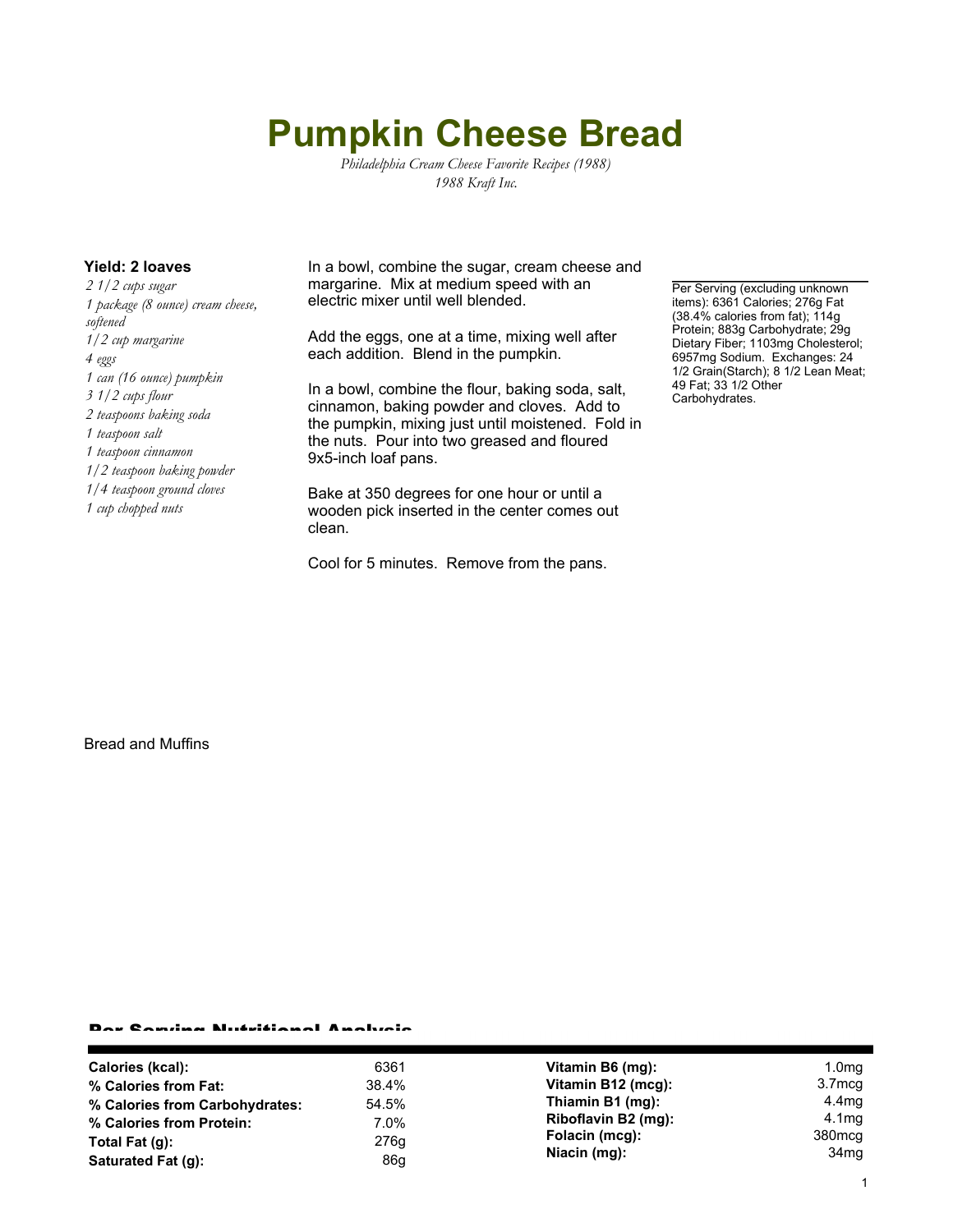# Pumpkin Cheese Bread

*Philadelphia Cream Cheese Favorite Recipes (1988)*
*1988 Kraft Inc.*

**Yield: 2 loaves**

*2 1/2 cups sugar*
*1 package (8 ounce) cream cheese, softened*
*1/2 cup margarine*
*4 eggs*
*1 can (16 ounce) pumpkin*
*3 1/2 cups flour*
*2 teaspoons baking soda*
*1 teaspoon salt*
*1 teaspoon cinnamon*
*1/2 teaspoon baking powder*
*1/4 teaspoon ground cloves*
*1 cup chopped nuts*

In a bowl, combine the sugar, cream cheese and margarine. Mix at medium speed with an electric mixer until well blended.

Add the eggs, one at a time, mixing well after each addition. Blend in the pumpkin.

In a bowl, combine the flour, baking soda, salt, cinnamon, baking powder and cloves. Add to the pumpkin, mixing just until moistened. Fold in the nuts. Pour into two greased and floured 9x5-inch loaf pans.

Bake at 350 degrees for one hour or until a wooden pick inserted in the center comes out clean.

Cool for 5 minutes. Remove from the pans.

Per Serving (excluding unknown items): 6361 Calories; 276g Fat (38.4% calories from fat); 114g Protein; 883g Carbohydrate; 29g Dietary Fiber; 1103mg Cholesterol; 6957mg Sodium. Exchanges: 24 1/2 Grain(Starch); 8 1/2 Lean Meat; 49 Fat; 33 1/2 Other Carbohydrates.

Bread and Muffins

## Per Serving Nutritional Analysis

| | | | |
|---|---|---|---|
| **Calories (kcal):** | 6361 | **Vitamin B6 (mg):** | 1.0mg |
| **% Calories from Fat:** | 38.4% | **Vitamin B12 (mcg):** | 3.7mcg |
| **% Calories from Carbohydrates:** | 54.5% | **Thiamin B1 (mg):** | 4.4mg |
| **% Calories from Protein:** | 7.0% | **Riboflavin B2 (mg):** | 4.1mg |
| **Total Fat (g):** | 276g | **Folacin (mcg):** | 380mcg |
| **Saturated Fat (g):** | 86g | **Niacin (mg):** | 34mg |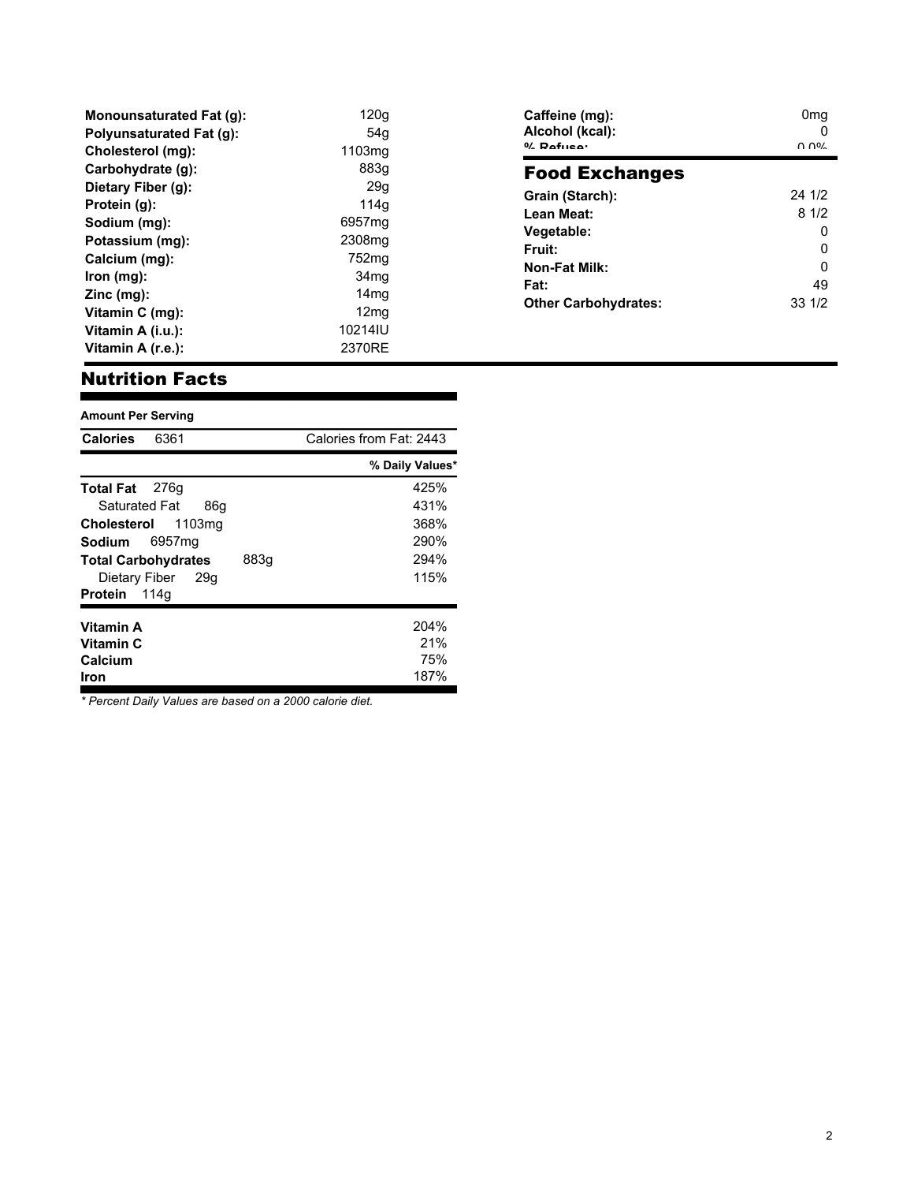| | |
|---|---|
| **Monounsaturated Fat (g):** | 120g |
| **Polyunsaturated Fat (g):** | 54g |
| **Cholesterol (mg):** | 1103mg |
| **Carbohydrate (g):** | 883g |
| **Dietary Fiber (g):** | 29g |
| **Protein (g):** | 114g |
| **Sodium (mg):** | 6957mg |
| **Potassium (mg):** | 2308mg |
| **Calcium (mg):** | 752mg |
| **Iron (mg):** | 34mg |
| **Zinc (mg):** | 14mg |
| **Vitamin C (mg):** | 12mg |
| **Vitamin A (i.u.):** | 10214IU |
| **Vitamin A (r.e.):** | 2370RE |

| | |
|---|---|
| **Caffeine (mg):** | 0mg |
| **Alcohol (kcal):** | 0 |
| **% Refuse:** | 0.0% |

## Food Exchanges

| | |
|---|---|
| **Grain (Starch):** | 24 1/2 |
| **Lean Meat:** | 8 1/2 |
| **Vegetable:** | 0 |
| **Fruit:** | 0 |
| **Non-Fat Milk:** | 0 |
| **Fat:** | 49 |
| **Other Carbohydrates:** | 33 1/2 |

## Nutrition Facts

**Amount Per Serving**

| | |
|---|---|
| **Calories** 6361 | Calories from Fat: 2443 |
| | **% Daily Values*** |
| **Total Fat** 276g | 425% |
| Saturated Fat 86g | 431% |
| **Cholesterol** 1103mg | 368% |
| **Sodium** 6957mg | 290% |
| **Total Carbohydrates** 883g | 294% |
| Dietary Fiber 29g | 115% |
| **Protein** 114g | |
| **Vitamin A** | 204% |
| **Vitamin C** | 21% |
| **Calcium** | 75% |
| **Iron** | 187% |

*\* Percent Daily Values are based on a 2000 calorie diet.*